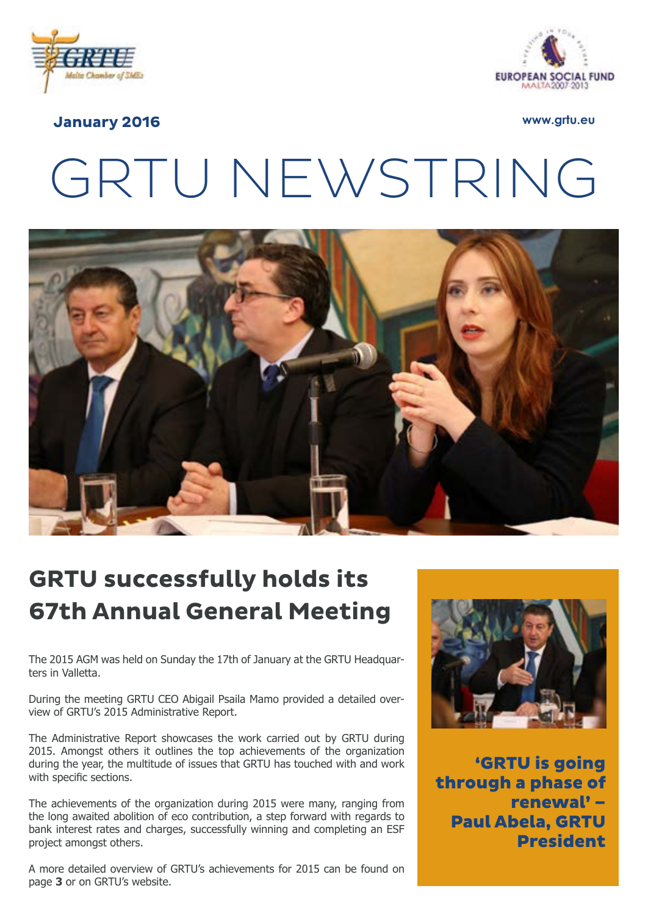GRTU Malta Chamber of SMEs

EUROPEAN SOCIAL FUND MALTA 2007-2013

**January 2016**

www.grtu.eu

# GRTU NEWSTRING

## GRTU successfully holds its 67th Annual General Meeting

The 2015 AGM was held on Sunday the 17th of January at the GRTU Headquarters in Valletta.

During the meeting GRTU CEO Abigail Psaila Mamo provided a detailed overview of GRTU's 2015 Administrative Report.

The Administrative Report showcases the work carried out by GRTU during 2015. Amongst others it outlines the top achievements of the organization during the year, the multitude of issues that GRTU has touched with and work with specific sections.

The achievements of the organization during 2015 were many, ranging from the long awaited abolition of eco contribution, a step forward with regards to bank interest rates and charges, successfully winning and completing an ESF project amongst others.

A more detailed overview of GRTU's achievements for 2015 can be found on page **3** or on GRTU's website.

**'GRTU is going through a phase of renewal' – Paul Abela, GRTU President**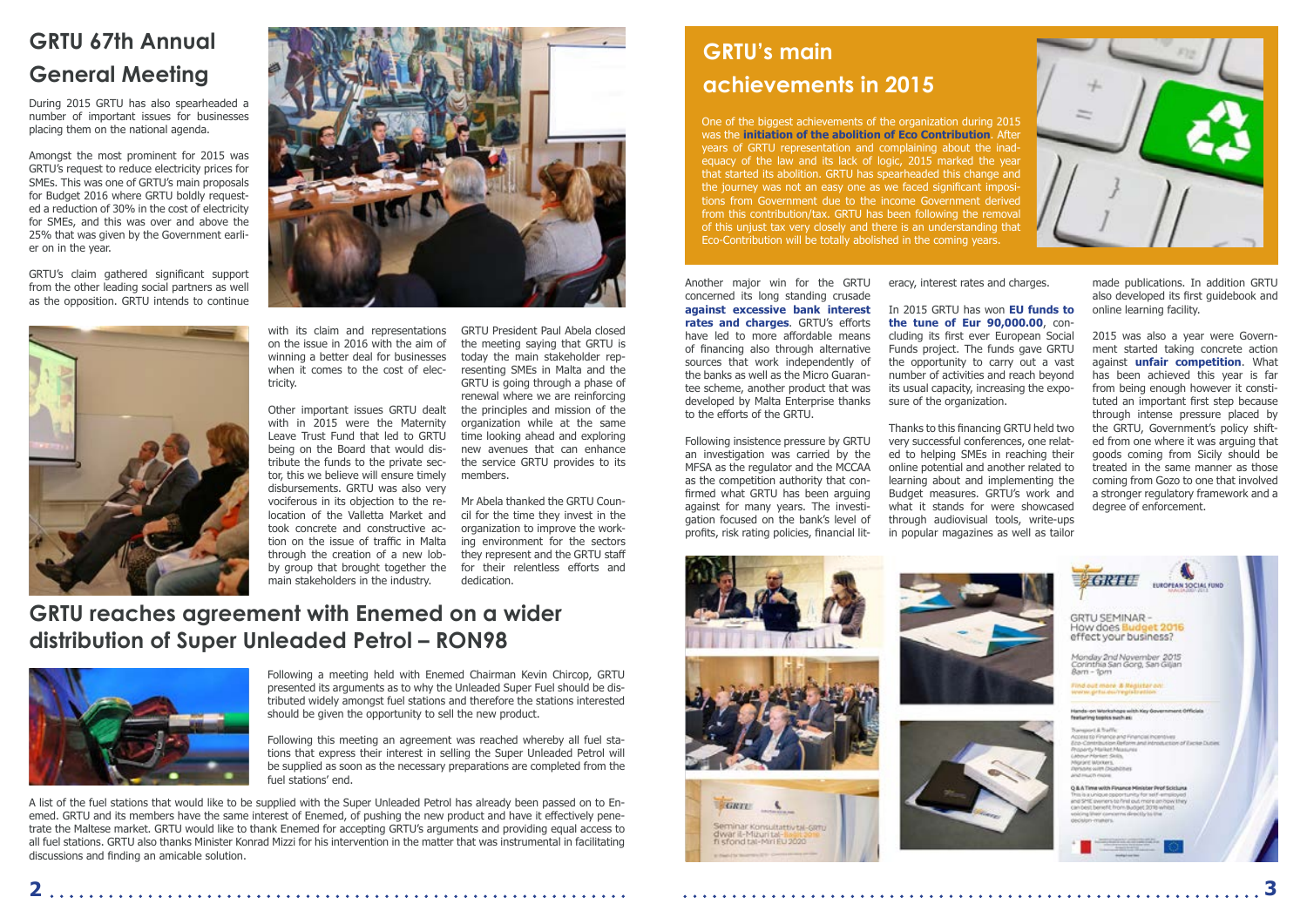# GRTU 67th Annual General Meeting

During 2015 GRTU has also spearheaded a number of important issues for businesses placing them on the national agenda.

Amongst the most prominent for 2015 was GRTU's request to reduce electricity prices for SMEs. This was one of GRTU's main proposals for Budget 2016 where GRTU boldly requested a reduction of 30% in the cost of electricity for SMEs, and this was over and above the 25% that was given by the Government earlier on in the year.

GRTU's claim gathered significant support from the other leading social partners as well as the opposition. GRTU intends to continue with its claim and representations on the issue in 2016 with the aim of winning a better deal for businesses when it comes to the cost of electricity.

Other important issues GRTU dealt with in 2015 were the Maternity Leave Trust Fund that led to GRTU being on the Board that would distribute the funds to the private sector, this we believe will ensure timely disbursements. GRTU was also very vociferous in its objection to the relocation of the Valletta Market and took concrete and constructive action on the issue of traffic in Malta through the creation of a new lobby group that brought together the main stakeholders in the industry.

GRTU President Paul Abela closed the meeting saying that GRTU is today the main stakeholder representing SMEs in Malta and the GRTU is going through a phase of renewal where we are reinforcing the principles and mission of the organization while at the same time looking ahead and exploring new avenues that can enhance the service GRTU provides to its members.

Mr Abela thanked the GRTU Council for the time they invest in the organization to improve the working environment for the sectors they represent and the GRTU staff for their relentless efforts and dedication.

# GRTU reaches agreement with Enemed on a wider distribution of Super Unleaded Petrol – RON98

Following a meeting held with Enemed Chairman Kevin Chircop, GRTU presented its arguments as to why the Unleaded Super Fuel should be distributed widely amongst fuel stations and therefore the stations interested should be given the opportunity to sell the new product.

Following this meeting an agreement was reached whereby all fuel stations that express their interest in selling the Super Unleaded Petrol will be supplied as soon as the necessary preparations are completed from the fuel stations' end.

A list of the fuel stations that would like to be supplied with the Super Unleaded Petrol has already been passed on to Enemed. GRTU and its members have the same interest of Enemed, of pushing the new product and have it effectively penetrate the Maltese market. GRTU would like to thank Enemed for accepting GRTU's arguments and providing equal access to all fuel stations. GRTU also thanks Minister Konrad Mizzi for his intervention in the matter that was instrumental in facilitating discussions and finding an amicable solution.

# GRTU's main achievements in 2015

One of the biggest achievements of the organization during 2015 was the **initiation of the abolition of Eco Contribution**. After years of GRTU representation and complaining about the inadequacy of the law and its lack of logic, 2015 marked the year that started its abolition. GRTU has spearheaded this change and the journey was not an easy one as we faced significant impositions from Government due to the income Government derived from this contribution/tax. GRTU has been following the removal of this unjust tax very closely and there is an understanding that Eco-Contribution will be totally abolished in the coming years.

Another major win for the GRTU concerned its long standing crusade **against excessive bank interest rates and charges**. GRTU's efforts have led to more affordable means of financing also through alternative sources that work independently of the banks as well as the Micro Guarantee scheme, another product that was developed by Malta Enterprise thanks to the efforts of the GRTU.

Following insistence pressure by GRTU an investigation was carried by the MFSA as the regulator and the MCCAA as the competition authority that confirmed what GRTU has been arguing against for many years. The investigation focused on the bank's level of profits, risk rating policies, financial literacy, interest rates and charges.

In 2015 GRTU has won **EU funds to the tune of Eur 90,000.00**, concluding its first ever European Social Funds project. The funds gave GRTU the opportunity to carry out a vast number of activities and reach beyond its usual capacity, increasing the exposure of the organization.

Thanks to this financing GRTU held two very successful conferences, one related to helping SMEs in reaching their online potential and another related to learning about and implementing the Budget measures. GRTU's work and what it stands for were showcased through audiovisual tools, write-ups in popular magazines as well as tailor made publications. In addition GRTU also developed its first guidebook and online learning facility.

2015 was also a year were Government started taking concrete action against **unfair competition**. What has been achieved this year is far from being enough however it constituted an important first step because through intense pressure placed by the GRTU, Government's policy shifted from one where it was arguing that goods coming from Sicily should be treated in the same manner as those coming from Gozo to one that involved a stronger regulatory framework and a degree of enforcement.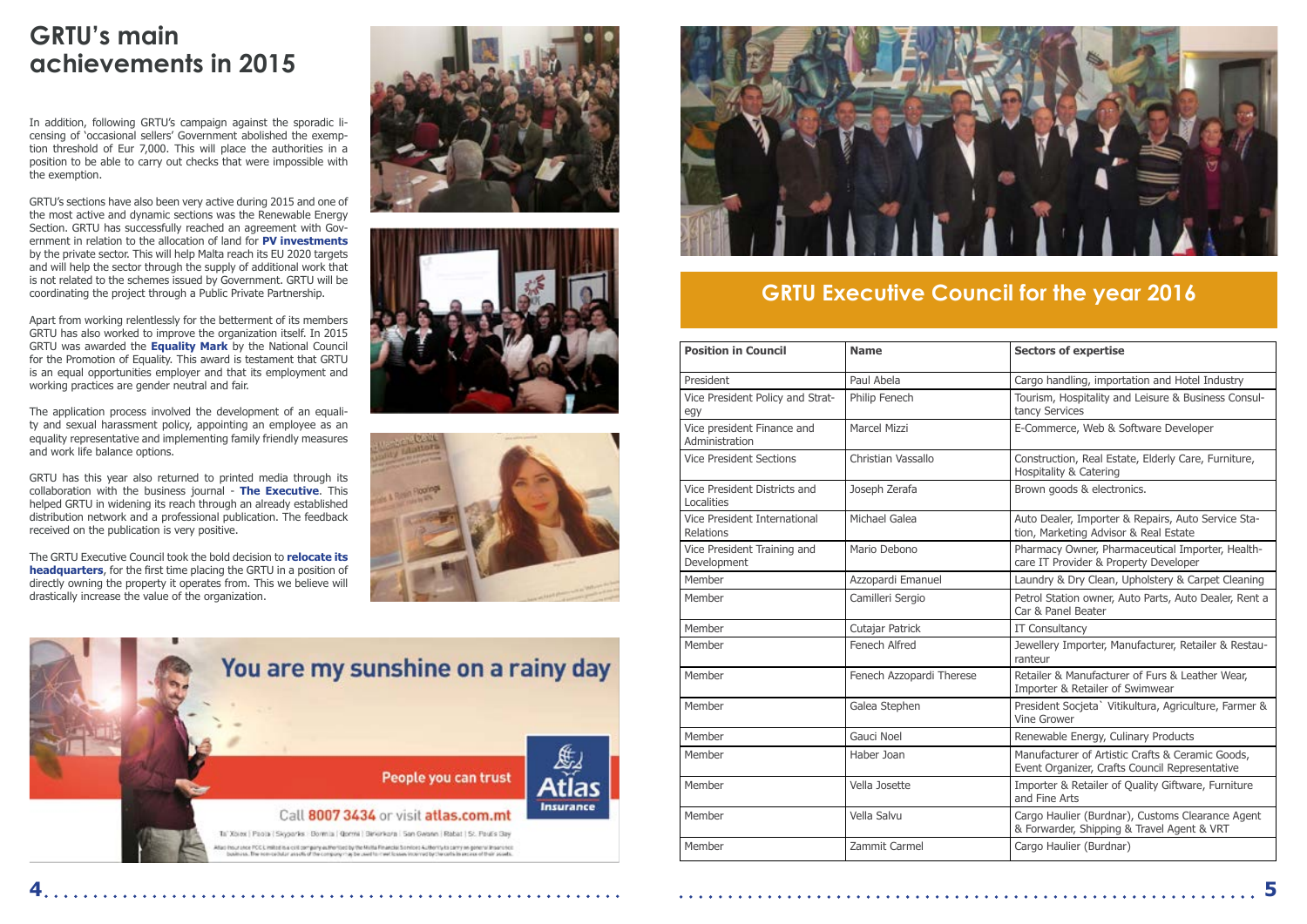# GRTU's main achievements in 2015

In addition, following GRTU's campaign against the sporadic licensing of 'occasional sellers' Government abolished the exemption threshold of Eur 7,000. This will place the authorities in a position to be able to carry out checks that were impossible with the exemption.

GRTU's sections have also been very active during 2015 and one of the most active and dynamic sections was the Renewable Energy Section. GRTU has successfully reached an agreement with Government in relation to the allocation of land for **PV investments** by the private sector. This will help Malta reach its EU 2020 targets and will help the sector through the supply of additional work that is not related to the schemes issued by Government. GRTU will be coordinating the project through a Public Private Partnership.

Apart from working relentlessly for the betterment of its members GRTU has also worked to improve the organization itself. In 2015 GRTU was awarded the **Equality Mark** by the National Council for the Promotion of Equality. This award is testament that GRTU is an equal opportunities employer and that its employment and working practices are gender neutral and fair.

The application process involved the development of an equality and sexual harassment policy, appointing an employee as an equality representative and implementing family friendly measures and work life balance options.

GRTU has this year also returned to printed media through its collaboration with the business journal - **The Executive**. This helped GRTU in widening its reach through an already established distribution network and a professional publication. The feedback received on the publication is very positive.

The GRTU Executive Council took the bold decision to **relocate its headquarters**, for the first time placing the GRTU in a position of directly owning the property it operates from. This we believe will drastically increase the value of the organization.

You are my sunshine on a rainy day

People you can trust

Atlas Insurance

Call 8007 3434 or visit atlas.com.mt

## GRTU Executive Council for the year 2016

| Position in Council | Name | Sectors of expertise |
|---|---|---|
| President | Paul Abela | Cargo handling, importation and Hotel Industry |
| Vice President Policy and Strategy | Philip Fenech | Tourism, Hospitality and Leisure & Business Consultancy Services |
| Vice president Finance and Administration | Marcel Mizzi | E-Commerce, Web & Software Developer |
| Vice President Sections | Christian Vassallo | Construction, Real Estate, Elderly Care, Furniture, Hospitality & Catering |
| Vice President Districts and Localities | Joseph Zerafa | Brown goods & electronics. |
| Vice President International Relations | Michael Galea | Auto Dealer, Importer & Repairs, Auto Service Station, Marketing Advisor & Real Estate |
| Vice President Training and Development | Mario Debono | Pharmacy Owner, Pharmaceutical Importer, Healthcare IT Provider & Property Developer |
| Member | Azzopardi Emanuel | Laundry & Dry Clean, Upholstery & Carpet Cleaning |
| Member | Camilleri Sergio | Petrol Station owner, Auto Parts, Auto Dealer, Rent a Car & Panel Beater |
| Member | Cutajar Patrick | IT Consultancy |
| Member | Fenech Alfred | Jewellery Importer, Manufacturer, Retailer & Restauranteur |
| Member | Fenech Azzopardi Therese | Retailer & Manufacturer of Furs & Leather Wear, Importer & Retailer of Swimwear |
| Member | Galea Stephen | President Socjeta` Vitikultura, Agriculture, Farmer & Vine Grower |
| Member | Gauci Noel | Renewable Energy, Culinary Products |
| Member | Haber Joan | Manufacturer of Artistic Crafts & Ceramic Goods, Event Organizer, Crafts Council Representative |
| Member | Vella Josette | Importer & Retailer of Quality Giftware, Furniture and Fine Arts |
| Member | Vella Salvu | Cargo Haulier (Burdnar), Customs Clearance Agent & Forwarder, Shipping & Travel Agent & VRT |
| Member | Zammit Carmel | Cargo Haulier (Burdnar) |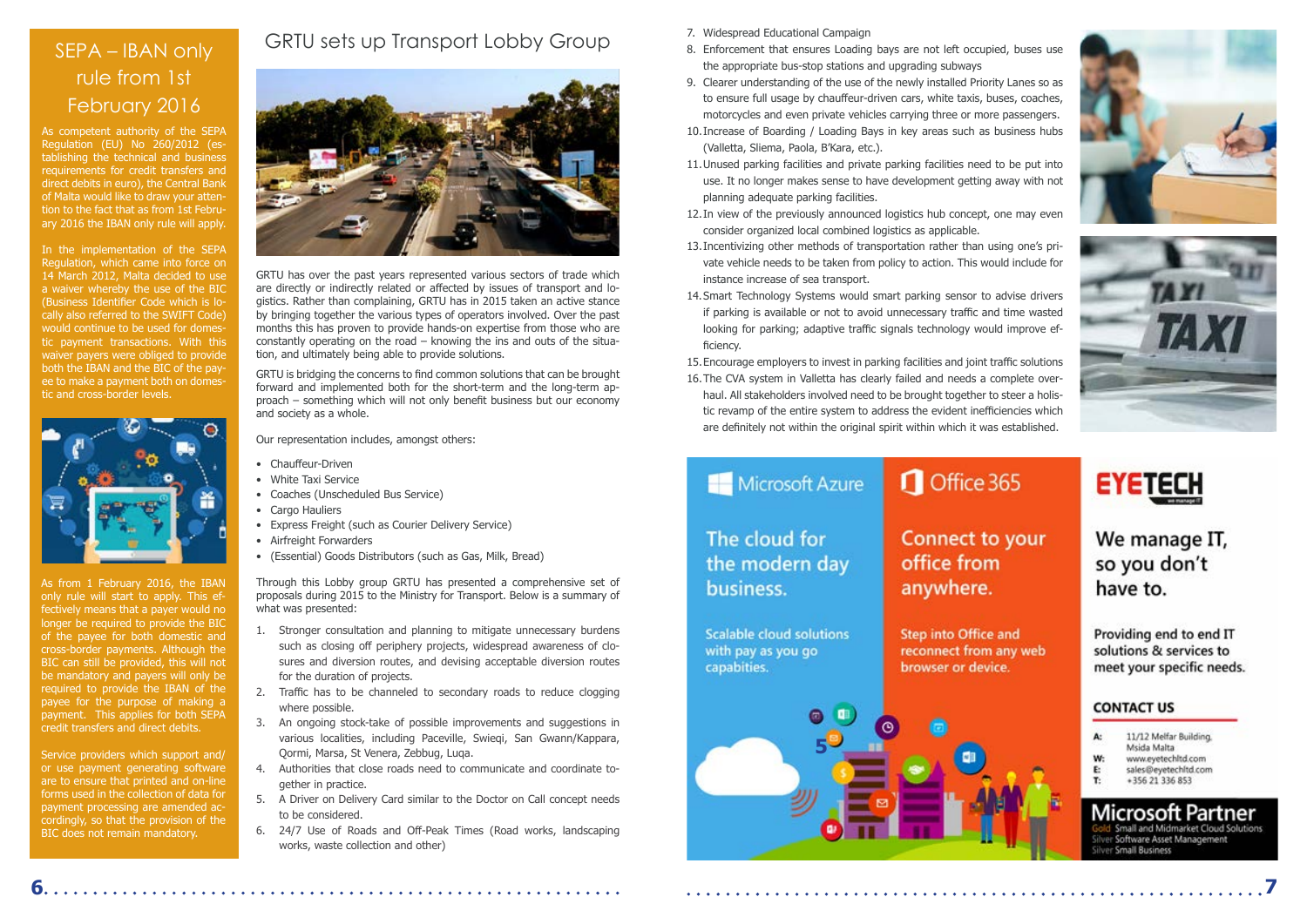## SEPA – IBAN only rule from 1st February 2016

As competent authority of the SEPA Regulation (EU) No 260/2012 (establishing the technical and business requirements for credit transfers and direct debits in euro), the Central Bank of Malta would like to draw your attention to the fact that as from 1st February 2016 the IBAN only rule will apply.

In the implementation of the SEPA Regulation, which came into force on 14 March 2012, Malta decided to use a waiver whereby the use of the BIC (Business Identifier Code which is locally also referred to the SWIFT Code) would continue to be used for domestic payment transactions. With this waiver payers were obliged to provide both the IBAN and the BIC of the payee to make a payment both on domestic and cross-border levels.

As from 1 February 2016, the IBAN only rule will start to apply. This effectively means that a payer would no longer be required to provide the BIC of the payee for both domestic and cross-border payments. Although the BIC can still be provided, this will not be mandatory and payers will only be required to provide the IBAN of the payee for the purpose of making a payment. This applies for both SEPA credit transfers and direct debits.

Service providers which support and/or use payment generating software are to ensure that printed and on-line forms used in the collection of data for payment processing are amended accordingly, so that the provision of the BIC does not remain mandatory.

## GRTU sets up Transport Lobby Group

GRTU has over the past years represented various sectors of trade which are directly or indirectly related or affected by issues of transport and logistics. Rather than complaining, GRTU has in 2015 taken an active stance by bringing together the various types of operators involved. Over the past months this has proven to provide hands-on expertise from those who are constantly operating on the road – knowing the ins and outs of the situation, and ultimately being able to provide solutions.

GRTU is bridging the concerns to find common solutions that can be brought forward and implemented both for the short-term and the long-term approach – something which will not only benefit business but our economy and society as a whole.

Our representation includes, amongst others:

- Chauffeur-Driven
- White Taxi Service
- Coaches (Unscheduled Bus Service)
- Cargo Hauliers
- Express Freight (such as Courier Delivery Service)
- Airfreight Forwarders
- (Essential) Goods Distributors (such as Gas, Milk, Bread)

Through this Lobby group GRTU has presented a comprehensive set of proposals during 2015 to the Ministry for Transport. Below is a summary of what was presented:

1. Stronger consultation and planning to mitigate unnecessary burdens such as closing off periphery projects, widespread awareness of closures and diversion routes, and devising acceptable diversion routes for the duration of projects.
2. Traffic has to be channeled to secondary roads to reduce clogging where possible.
3. An ongoing stock-take of possible improvements and suggestions in various localities, including Paceville, Swieqi, San Gwann/Kappara, Qormi, Marsa, St Venera, Zebbug, Luqa.
4. Authorities that close roads need to communicate and coordinate together in practice.
5. A Driver on Delivery Card similar to the Doctor on Call concept needs to be considered.
6. 24/7 Use of Roads and Off-Peak Times (Road works, landscaping works, waste collection and other)
7. Widespread Educational Campaign
8. Enforcement that ensures Loading bays are not left occupied, buses use the appropriate bus-stop stations and upgrading subways
9. Clearer understanding of the use of the newly installed Priority Lanes so as to ensure full usage by chauffeur-driven cars, white taxis, buses, coaches, motorcycles and even private vehicles carrying three or more passengers.
10. Increase of Boarding / Loading Bays in key areas such as business hubs (Valletta, Sliema, Paola, B'Kara, etc.).
11. Unused parking facilities and private parking facilities need to be put into use. It no longer makes sense to have development getting away with not planning adequate parking facilities.
12. In view of the previously announced logistics hub concept, one may even consider organized local combined logistics as applicable.
13. Incentivizing other methods of transportation rather than using one's private vehicle needs to be taken from policy to action. This would include for instance increase of sea transport.
14. Smart Technology Systems would smart parking sensor to advise drivers if parking is available or not to avoid unnecessary traffic and time wasted looking for parking; adaptive traffic signals technology would improve efficiency.
15. Encourage employers to invest in parking facilities and joint traffic solutions
16. The CVA system in Valletta has clearly failed and needs a complete overhaul. All stakeholders involved need to be brought together to steer a holistic revamp of the entire system to address the evident inefficiencies which are definitely not within the original spirit within which it was established.

**Microsoft Azure** — The cloud for the modern day business. Scalable cloud solutions with pay as you go capabilities.

**Office 365** — Connect to your office from anywhere. Step into Office and reconnect from any web browser or device.

**EYETECH** — We manage IT, so you don't have to. Providing end to end IT solutions & services to meet your specific needs.

**CONTACT US**

A: 11/12 Melfar Building, Msida Malta
W: www.eyetechltd.com
E: sales@eyetechltd.com
T: +356 21 336 853

**Microsoft Partner**
Gold Small and Midmarket Cloud Solutions
Silver Software Asset Management
Silver Small Business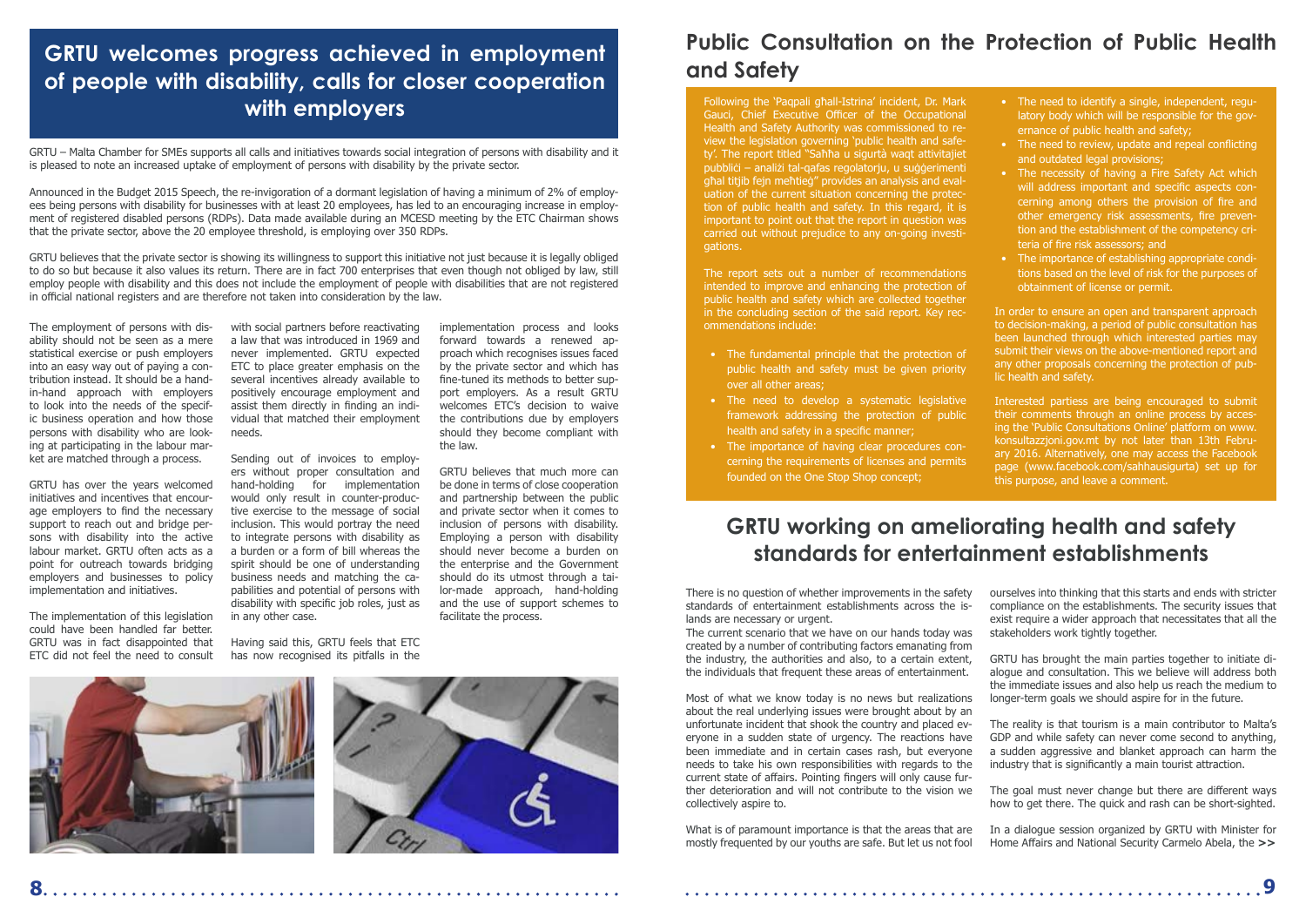# GRTU welcomes progress achieved in employment of people with disability, calls for closer cooperation with employers

GRTU – Malta Chamber for SMEs supports all calls and initiatives towards social integration of persons with disability and it is pleased to note an increased uptake of employment of persons with disability by the private sector.

Announced in the Budget 2015 Speech, the re-invigoration of a dormant legislation of having a minimum of 2% of employees being persons with disability for businesses with at least 20 employees, has led to an encouraging increase in employment of registered disabled persons (RDPs). Data made available during an MCESD meeting by the ETC Chairman shows that the private sector, above the 20 employee threshold, is employing over 350 RDPs.

GRTU believes that the private sector is showing its willingness to support this initiative not just because it is legally obliged to do so but because it also values its return. There are in fact 700 enterprises that even though not obliged by law, still employ people with disability and this does not include the employment of people with disabilities that are not registered in official national registers and are therefore not taken into consideration by the law.

The employment of persons with disability should not be seen as a mere statistical exercise or push employers into an easy way out of paying a contribution instead. It should be a hand-in-hand approach with employers to look into the needs of the specific business operation and how those persons with disability who are looking at participating in the labour market are matched through a process.

GRTU has over the years welcomed initiatives and incentives that encourage employers to find the necessary support to reach out and bridge persons with disability into the active labour market. GRTU often acts as a point for outreach towards bridging employers and businesses to policy implementation and initiatives.

The implementation of this legislation could have been handled far better. GRTU was in fact disappointed that ETC did not feel the need to consult with social partners before reactivating a law that was introduced in 1969 and never implemented. GRTU expected ETC to place greater emphasis on the several incentives already available to positively encourage employment and assist them directly in finding an individual that matched their employment needs.

Sending out of invoices to employers without proper consultation and hand-holding for implementation would only result in counter-productive exercise to the message of social inclusion. This would portray the need to integrate persons with disability as a burden or a form of bill whereas the spirit should be one of understanding business needs and matching the capabilities and potential of persons with disability with specific job roles, just as in any other case.

Having said this, GRTU feels that ETC has now recognised its pitfalls in the implementation process and looks forward towards a renewed approach which recognises issues faced by the private sector and which has fine-tuned its methods to better support employers. As a result GRTU welcomes ETC's decision to waive the contributions due by employers should they become compliant with the law.

GRTU believes that much more can be done in terms of close cooperation and partnership between the public and private sector when it comes to inclusion of persons with disability. Employing a person with disability should never become a burden on the enterprise and the Government should do its utmost through a tailor-made approach, hand-holding and the use of support schemes to facilitate the process.

# Public Consultation on the Protection of Public Health and Safety

Following the 'Paqpali għall-Istrina' incident, Dr. Mark Gauci, Chief Executive Officer of the Occupational Health and Safety Authority was commissioned to review the legislation governing 'public health and safety'. The report titled "Saħħa u sigurtà waqt attivitajiet pubbliċi – analiżi tal-qafas regolatorju, u suġġerimenti għal titjib fejn meħtieġ" provides an analysis and evaluation of the current situation concerning the protection of public health and safety. In this regard, it is important to point out that the report in question was carried out without prejudice to any on-going investigations.

The report sets out a number of recommendations intended to improve and enhancing the protection of public health and safety which are collected together in the concluding section of the said report. Key recommendations include:

- The fundamental principle that the protection of public health and safety must be given priority over all other areas;
- The need to develop a systematic legislative framework addressing the protection of public health and safety in a specific manner;
- The importance of having clear procedures concerning the requirements of licenses and permits founded on the One Stop Shop concept;
- The need to identify a single, independent, regulatory body which will be responsible for the governance of public health and safety;
- The need to review, update and repeal conflicting and outdated legal provisions;
- The necessity of having a Fire Safety Act which will address important and specific aspects concerning among others the provision of fire and other emergency risk assessments, fire prevention and the establishment of the competency criteria of fire risk assessors; and
- The importance of establishing appropriate conditions based on the level of risk for the purposes of obtainment of license or permit.

In order to ensure an open and transparent approach to decision-making, a period of public consultation has been launched through which interested parties may submit their views on the above-mentioned report and any other proposals concerning the protection of public health and safety.

Interested partiess are being encouraged to submit their comments through an online process by accessing the 'Public Consultations Online' platform on www.konsultazzjoni.gov.mt by not later than 13th February 2016. Alternatively, one may access the Facebook page (www.facebook.com/sahhausigurta) set up for this purpose, and leave a comment.

# GRTU working on ameliorating health and safety standards for entertainment establishments

There is no question of whether improvements in the safety standards of entertainment establishments across the islands are necessary or urgent.

The current scenario that we have on our hands today was created by a number of contributing factors emanating from the industry, the authorities and also, to a certain extent, the individuals that frequent these areas of entertainment.

Most of what we know today is no news but realizations about the real underlying issues were brought about by an unfortunate incident that shook the country and placed everyone in a sudden state of urgency. The reactions have been immediate and in certain cases rash, but everyone needs to take his own responsibilities with regards to the current state of affairs. Pointing fingers will only cause further deterioration and will not contribute to the vision we collectively aspire to.

What is of paramount importance is that the areas that are mostly frequented by our youths are safe. But let us not fool ourselves into thinking that this starts and ends with stricter compliance on the establishments. The security issues that exist require a wider approach that necessitates that all the stakeholders work tightly together.

GRTU has brought the main parties together to initiate dialogue and consultation. This we believe will address both the immediate issues and also help us reach the medium to longer-term goals we should aspire for in the future.

The reality is that tourism is a main contributor to Malta's GDP and while safety can never come second to anything, a sudden aggressive and blanket approach can harm the industry that is significantly a main tourist attraction.

The goal must never change but there are different ways how to get there. The quick and rash can be short-sighted.

In a dialogue session organized by GRTU with Minister for Home Affairs and National Security Carmelo Abela, the >>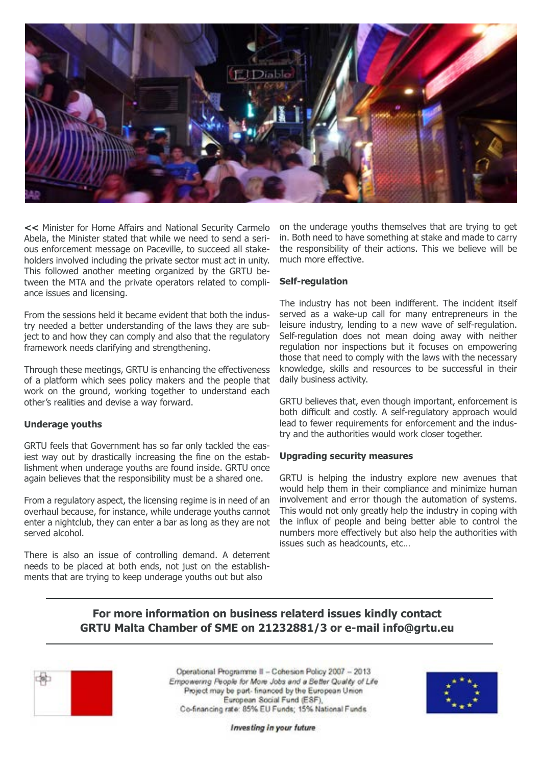<< Minister for Home Affairs and National Security Carmelo Abela, the Minister stated that while we need to send a serious enforcement message on Paceville, to succeed all stakeholders involved including the private sector must act in unity. This followed another meeting organized by the GRTU between the MTA and the private operators related to compliance issues and licensing.

From the sessions held it became evident that both the industry needed a better understanding of the laws they are subject to and how they can comply and also that the regulatory framework needs clarifying and strengthening.

Through these meetings, GRTU is enhancing the effectiveness of a platform which sees policy makers and the people that work on the ground, working together to understand each other's realities and devise a way forward.

**Underage youths**

GRTU feels that Government has so far only tackled the easiest way out by drastically increasing the fine on the establishment when underage youths are found inside. GRTU once again believes that the responsibility must be a shared one.

From a regulatory aspect, the licensing regime is in need of an overhaul because, for instance, while underage youths cannot enter a nightclub, they can enter a bar as long as they are not served alcohol.

There is also an issue of controlling demand. A deterrent needs to be placed at both ends, not just on the establishments that are trying to keep underage youths out but also on the underage youths themselves that are trying to get in. Both need to have something at stake and made to carry the responsibility of their actions. This we believe will be much more effective.

**Self-regulation**

The industry has not been indifferent. The incident itself served as a wake-up call for many entrepreneurs in the leisure industry, lending to a new wave of self-regulation. Self-regulation does not mean doing away with neither regulation nor inspections but it focuses on empowering those that need to comply with the laws with the necessary knowledge, skills and resources to be successful in their daily business activity.

GRTU believes that, even though important, enforcement is both difficult and costly. A self-regulatory approach would lead to fewer requirements for enforcement and the industry and the authorities would work closer together.

**Upgrading security measures**

GRTU is helping the industry explore new avenues that would help them in their compliance and minimize human involvement and error though the automation of systems. This would not only greatly help the industry in coping with the influx of people and being better able to control the numbers more effectively but also help the authorities with issues such as headcounts, etc…

**For more information on business relaterd issues kindly contact GRTU Malta Chamber of SME on 21232881/3 or e-mail info@grtu.eu**

Operational Programme II – Cohesion Policy 2007 – 2013
*Empowering People for More Jobs and a Better Quality of Life*
Project may be part- financed by the European Union
European Social Fund (ESF),
Co-financing rate: 85% EU Funds; 15% National Funds

***Investing in your future***